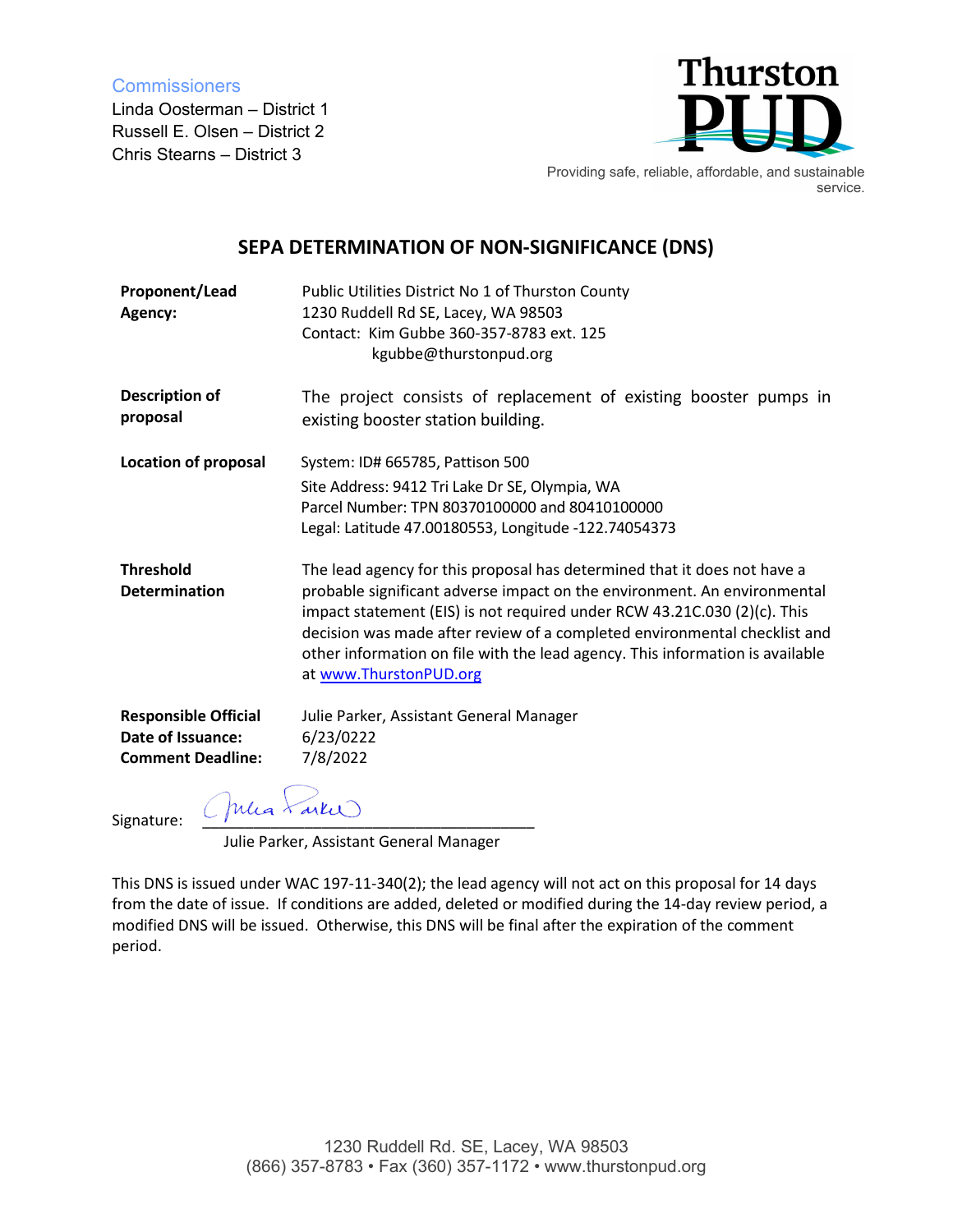Commissioners

Linda Oosterman – District 1
Russell E. Olsen – District 2
Chris Stearns – District 3

Thurston PUD

Providing safe, reliable, affordable, and sustainable service.

## SEPA DETERMINATION OF NON-SIGNIFICANCE (DNS)

**Proponent/Lead Agency:** Public Utilities District No 1 of Thurston County
1230 Ruddell Rd SE, Lacey, WA 98503
Contact: Kim Gubbe 360-357-8783 ext. 125
kgubbe@thurstonpud.org

**Description of proposal** The project consists of replacement of existing booster pumps in existing booster station building.

**Location of proposal** System: ID# 665785, Pattison 500
Site Address: 9412 Tri Lake Dr SE, Olympia, WA
Parcel Number: TPN 80370100000 and 80410100000
Legal: Latitude 47.00180553, Longitude -122.74054373

**Threshold Determination** The lead agency for this proposal has determined that it does not have a probable significant adverse impact on the environment. An environmental impact statement (EIS) is not required under RCW 43.21C.030 (2)(c). This decision was made after review of a completed environmental checklist and other information on file with the lead agency. This information is available at www.ThurstonPUD.org

**Responsible Official** Julie Parker, Assistant General Manager
**Date of Issuance:** 6/23/0222
**Comment Deadline:** 7/8/2022

Signature: _______________________________
Julie Parker, Assistant General Manager

This DNS is issued under WAC 197-11-340(2); the lead agency will not act on this proposal for 14 days from the date of issue. If conditions are added, deleted or modified during the 14-day review period, a modified DNS will be issued. Otherwise, this DNS will be final after the expiration of the comment period.

1230 Ruddell Rd. SE, Lacey, WA 98503
(866) 357-8783 • Fax (360) 357-1172 • www.thurstonpud.org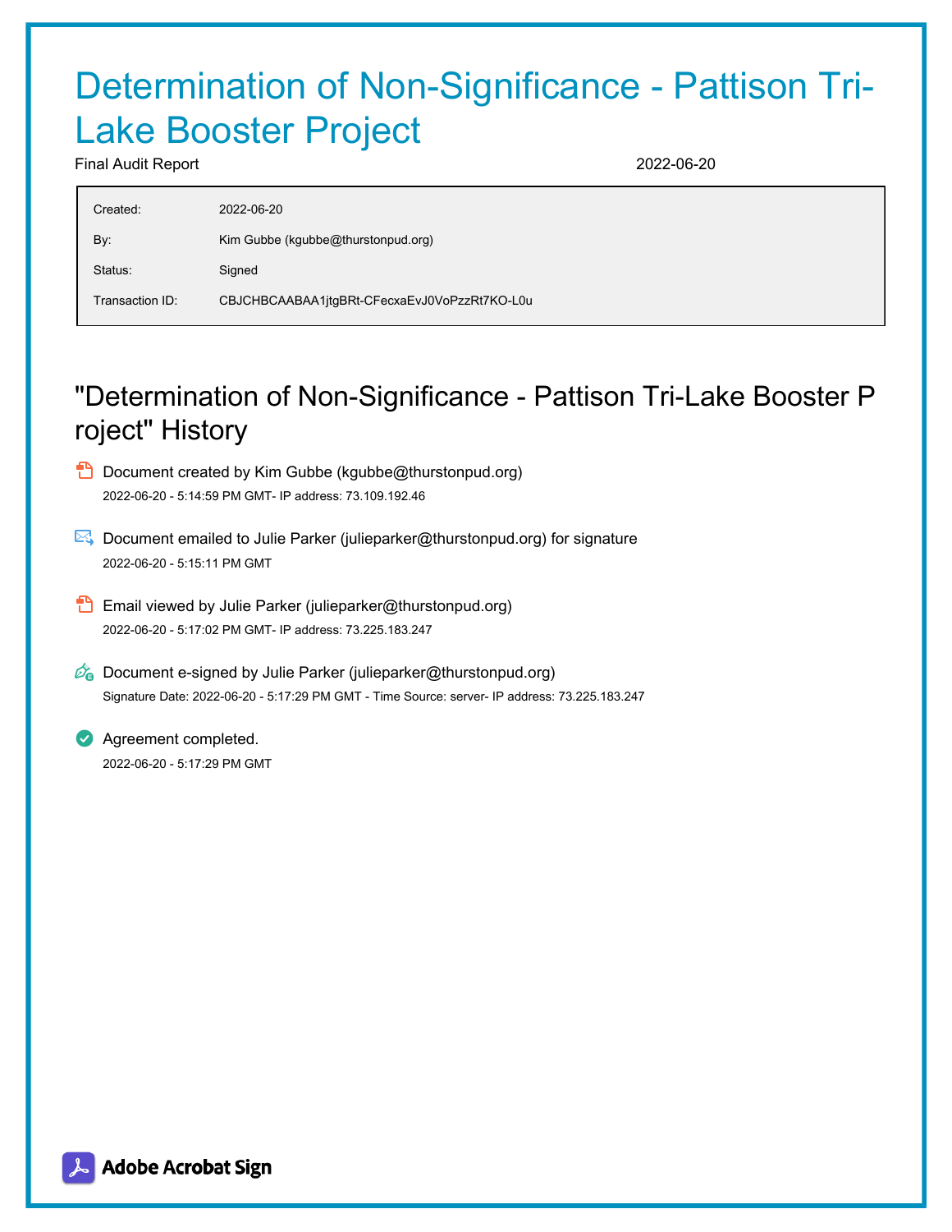# Determination of Non-Significance - Pattison Tri-Lake Booster Project

Final Audit Report 2022-06-20

| | |
|---|---|
| Created: | 2022-06-20 |
| By: | Kim Gubbe (kgubbe@thurstonpud.org) |
| Status: | Signed |
| Transaction ID: | CBJCHBCAABAA1jtgBRt-CFecxaEvJ0VoPzzRt7KO-L0u |

## "Determination of Non-Significance - Pattison Tri-Lake Booster Project" History

- Document created by Kim Gubbe (kgubbe@thurstonpud.org)
  2022-06-20 - 5:14:59 PM GMT- IP address: 73.109.192.46

- Document emailed to Julie Parker (julieparker@thurstonpud.org) for signature
  2022-06-20 - 5:15:11 PM GMT

- Email viewed by Julie Parker (julieparker@thurstonpud.org)
  2022-06-20 - 5:17:02 PM GMT- IP address: 73.225.183.247

- Document e-signed by Julie Parker (julieparker@thurstonpud.org)
  Signature Date: 2022-06-20 - 5:17:29 PM GMT - Time Source: server- IP address: 73.225.183.247

- Agreement completed.
  2022-06-20 - 5:17:29 PM GMT

Adobe Acrobat Sign